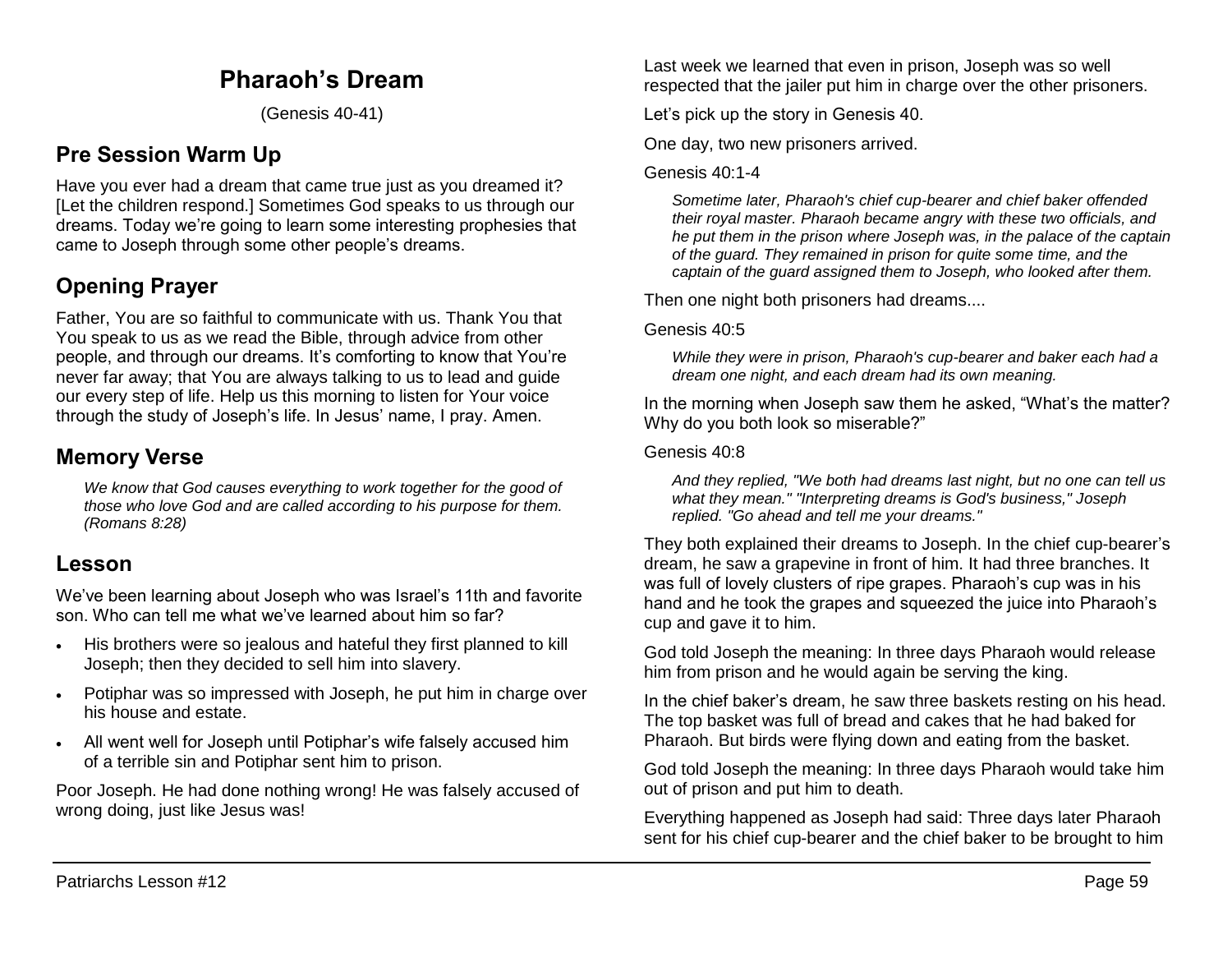# Pharaoh's Dream

(Genesis 40-41)

## Pre Session Warm Up

Have you ever had a dream that came true just as you dreamed it? [Let the children respond.] Sometimes God speaks to us through our dreams. Today we're going to learn some interesting prophesies that came to Joseph through some other people's dreams.

## Opening Prayer

Father, You are so faithful to communicate with us. Thank You that You speak to us as we read the Bible, through advice from other people, and through our dreams. It's comforting to know that You're never far away; that You are always talking to us to lead and guide our every step of life. Help us this morning to listen for Your voice through the study of Joseph's life. In Jesus' name, I pray. Amen.

## Memory Verse

> *We know that God causes everything to work together for the good of those who love God and are called according to his purpose for them. (Romans 8:28)*

## Lesson

We've been learning about Joseph who was Israel's 11th and favorite son. Who can tell me what we've learned about him so far?

- His brothers were so jealous and hateful they first planned to kill Joseph; then they decided to sell him into slavery.
- Potiphar was so impressed with Joseph, he put him in charge over his house and estate.
- All went well for Joseph until Potiphar's wife falsely accused him of a terrible sin and Potiphar sent him to prison.

Poor Joseph. He had done nothing wrong! He was falsely accused of wrong doing, just like Jesus was!

Last week we learned that even in prison, Joseph was so well respected that the jailer put him in charge over the other prisoners.

Let's pick up the story in Genesis 40.

One day, two new prisoners arrived.

Genesis 40:1-4

> *Sometime later, Pharaoh's chief cup-bearer and chief baker offended their royal master. Pharaoh became angry with these two officials, and he put them in the prison where Joseph was, in the palace of the captain of the guard. They remained in prison for quite some time, and the captain of the guard assigned them to Joseph, who looked after them.*

Then one night both prisoners had dreams....

Genesis 40:5

> *While they were in prison, Pharaoh's cup-bearer and baker each had a dream one night, and each dream had its own meaning.*

In the morning when Joseph saw them he asked, "What's the matter? Why do you both look so miserable?"

Genesis 40:8

> *And they replied, "We both had dreams last night, but no one can tell us what they mean." "Interpreting dreams is God's business," Joseph replied. "Go ahead and tell me your dreams."*

They both explained their dreams to Joseph. In the chief cup-bearer's dream, he saw a grapevine in front of him. It had three branches. It was full of lovely clusters of ripe grapes. Pharaoh's cup was in his hand and he took the grapes and squeezed the juice into Pharaoh's cup and gave it to him.

God told Joseph the meaning: In three days Pharaoh would release him from prison and he would again be serving the king.

In the chief baker's dream, he saw three baskets resting on his head. The top basket was full of bread and cakes that he had baked for Pharaoh. But birds were flying down and eating from the basket.

God told Joseph the meaning: In three days Pharaoh would take him out of prison and put him to death.

Everything happened as Joseph had said: Three days later Pharaoh sent for his chief cup-bearer and the chief baker to be brought to him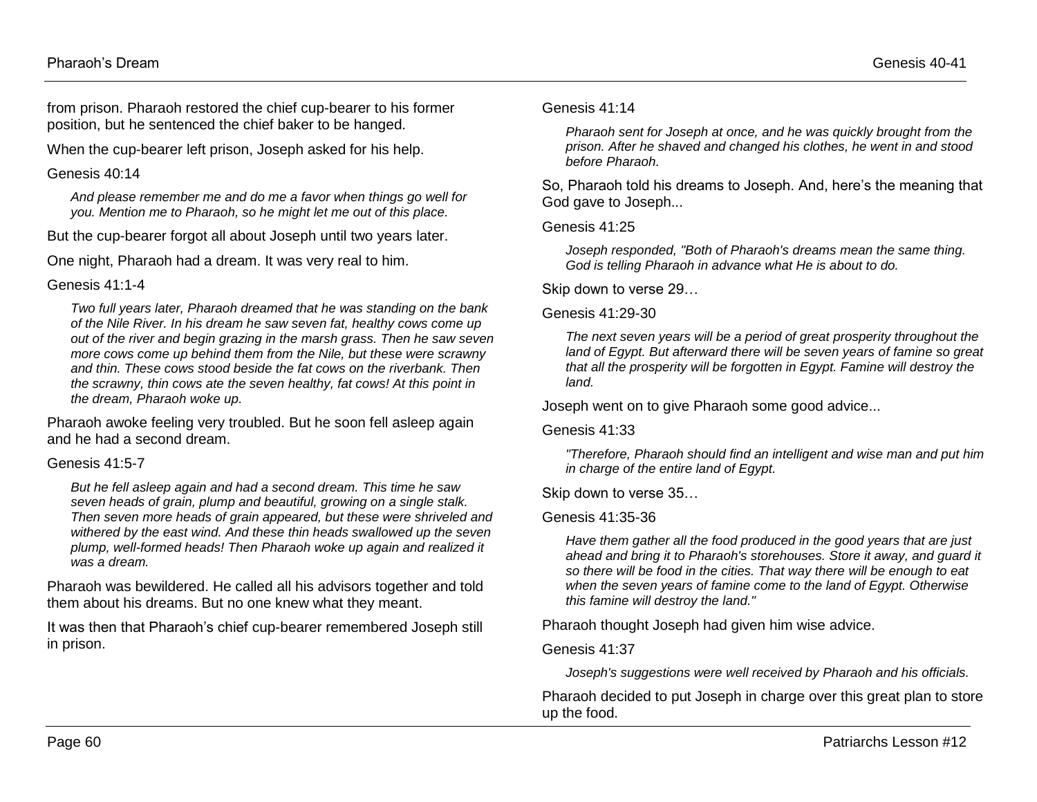from prison. Pharaoh restored the chief cup-bearer to his former position, but he sentenced the chief baker to be hanged.

When the cup-bearer left prison, Joseph asked for his help.

Genesis 40:14

> *And please remember me and do me a favor when things go well for you. Mention me to Pharaoh, so he might let me out of this place.*

But the cup-bearer forgot all about Joseph until two years later.

One night, Pharaoh had a dream. It was very real to him.

Genesis 41:1-4

> *Two full years later, Pharaoh dreamed that he was standing on the bank of the Nile River. In his dream he saw seven fat, healthy cows come up out of the river and begin grazing in the marsh grass. Then he saw seven more cows come up behind them from the Nile, but these were scrawny and thin. These cows stood beside the fat cows on the riverbank. Then the scrawny, thin cows ate the seven healthy, fat cows! At this point in the dream, Pharaoh woke up.*

Pharaoh awoke feeling very troubled. But he soon fell asleep again and he had a second dream.

Genesis 41:5-7

> *But he fell asleep again and had a second dream. This time he saw seven heads of grain, plump and beautiful, growing on a single stalk. Then seven more heads of grain appeared, but these were shriveled and withered by the east wind. And these thin heads swallowed up the seven plump, well-formed heads! Then Pharaoh woke up again and realized it was a dream.*

Pharaoh was bewildered. He called all his advisors together and told them about his dreams. But no one knew what they meant.

It was then that Pharaoh's chief cup-bearer remembered Joseph still in prison.

Genesis 41:14

> *Pharaoh sent for Joseph at once, and he was quickly brought from the prison. After he shaved and changed his clothes, he went in and stood before Pharaoh.*

So, Pharaoh told his dreams to Joseph. And, here's the meaning that God gave to Joseph...

Genesis 41:25

> *Joseph responded, "Both of Pharaoh's dreams mean the same thing. God is telling Pharaoh in advance what He is about to do.*

Skip down to verse 29…

Genesis 41:29-30

> *The next seven years will be a period of great prosperity throughout the land of Egypt. But afterward there will be seven years of famine so great that all the prosperity will be forgotten in Egypt. Famine will destroy the land.*

Joseph went on to give Pharaoh some good advice...

Genesis 41:33

> *"Therefore, Pharaoh should find an intelligent and wise man and put him in charge of the entire land of Egypt.*

Skip down to verse 35…

Genesis 41:35-36

> *Have them gather all the food produced in the good years that are just ahead and bring it to Pharaoh's storehouses. Store it away, and guard it so there will be food in the cities. That way there will be enough to eat when the seven years of famine come to the land of Egypt. Otherwise this famine will destroy the land."*

Pharaoh thought Joseph had given him wise advice.

Genesis 41:37

> *Joseph's suggestions were well received by Pharaoh and his officials.*

Pharaoh decided to put Joseph in charge over this great plan to store up the food.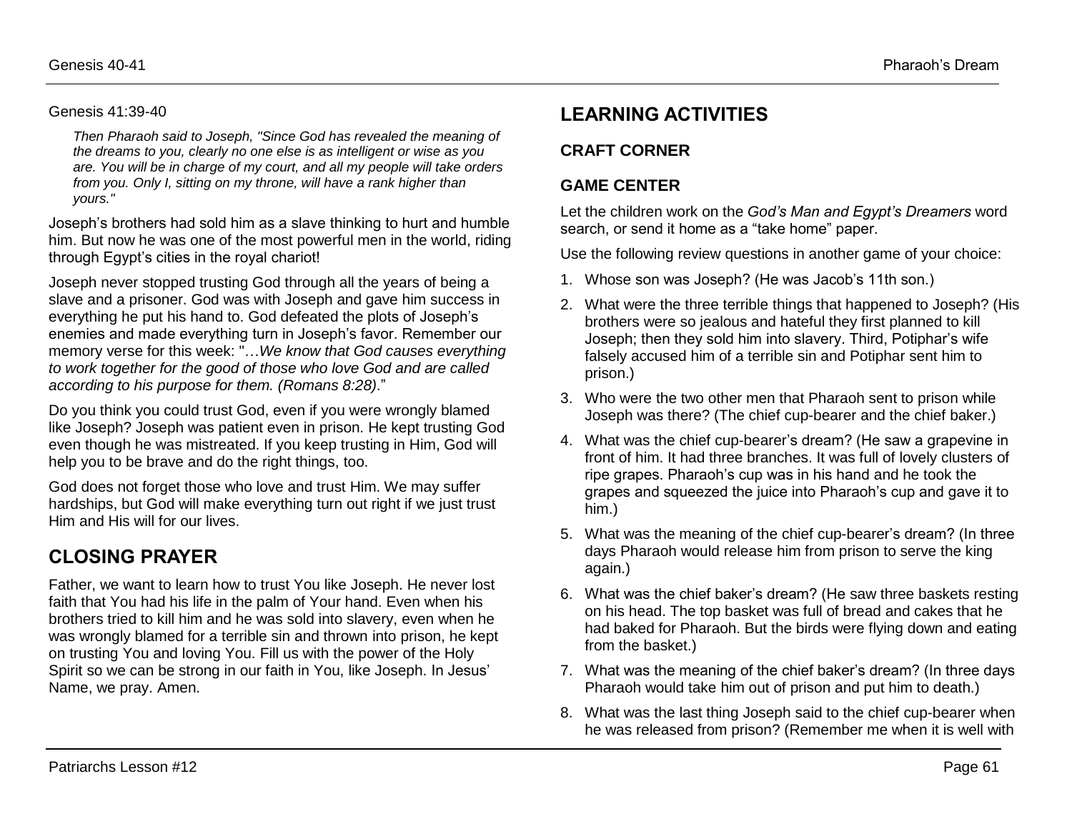Genesis 41:39-40

> *Then Pharaoh said to Joseph, "Since God has revealed the meaning of the dreams to you, clearly no one else is as intelligent or wise as you are. You will be in charge of my court, and all my people will take orders from you. Only I, sitting on my throne, will have a rank higher than yours."*

Joseph's brothers had sold him as a slave thinking to hurt and humble him. But now he was one of the most powerful men in the world, riding through Egypt's cities in the royal chariot!

Joseph never stopped trusting God through all the years of being a slave and a prisoner. God was with Joseph and gave him success in everything he put his hand to. God defeated the plots of Joseph's enemies and made everything turn in Joseph's favor. Remember our memory verse for this week: "…*We know that God causes everything to work together for the good of those who love God and are called according to his purpose for them. (Romans 8:28)*."

Do you think you could trust God, even if you were wrongly blamed like Joseph? Joseph was patient even in prison. He kept trusting God even though he was mistreated. If you keep trusting in Him, God will help you to be brave and do the right things, too.

God does not forget those who love and trust Him. We may suffer hardships, but God will make everything turn out right if we just trust Him and His will for our lives.

## CLOSING PRAYER

Father, we want to learn how to trust You like Joseph. He never lost faith that You had his life in the palm of Your hand. Even when his brothers tried to kill him and he was sold into slavery, even when he was wrongly blamed for a terrible sin and thrown into prison, he kept on trusting You and loving You. Fill us with the power of the Holy Spirit so we can be strong in our faith in You, like Joseph. In Jesus' Name, we pray. Amen.

## LEARNING ACTIVITIES

### CRAFT CORNER

### GAME CENTER

Let the children work on the *God's Man and Egypt's Dreamers* word search, or send it home as a "take home" paper.

Use the following review questions in another game of your choice:

1. Whose son was Joseph? (He was Jacob's 11th son.)
2. What were the three terrible things that happened to Joseph? (His brothers were so jealous and hateful they first planned to kill Joseph; then they sold him into slavery. Third, Potiphar's wife falsely accused him of a terrible sin and Potiphar sent him to prison.)
3. Who were the two other men that Pharaoh sent to prison while Joseph was there? (The chief cup-bearer and the chief baker.)
4. What was the chief cup-bearer's dream? (He saw a grapevine in front of him. It had three branches. It was full of lovely clusters of ripe grapes. Pharaoh's cup was in his hand and he took the grapes and squeezed the juice into Pharaoh's cup and gave it to him.)
5. What was the meaning of the chief cup-bearer's dream? (In three days Pharaoh would release him from prison to serve the king again.)
6. What was the chief baker's dream? (He saw three baskets resting on his head. The top basket was full of bread and cakes that he had baked for Pharaoh. But the birds were flying down and eating from the basket.)
7. What was the meaning of the chief baker's dream? (In three days Pharaoh would take him out of prison and put him to death.)
8. What was the last thing Joseph said to the chief cup-bearer when he was released from prison? (Remember me when it is well with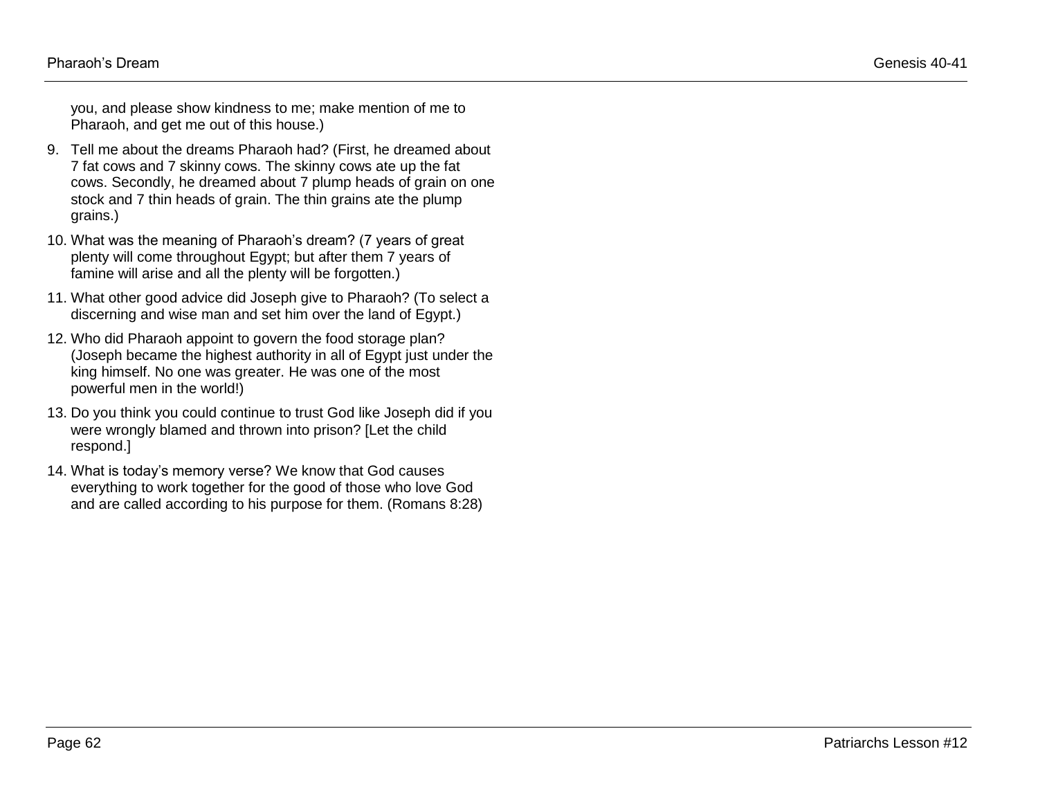you, and please show kindness to me; make mention of me to Pharaoh, and get me out of this house.)

9. Tell me about the dreams Pharaoh had? (First, he dreamed about 7 fat cows and 7 skinny cows. The skinny cows ate up the fat cows. Secondly, he dreamed about 7 plump heads of grain on one stock and 7 thin heads of grain. The thin grains ate the plump grains.)
10. What was the meaning of Pharaoh's dream? (7 years of great plenty will come throughout Egypt; but after them 7 years of famine will arise and all the plenty will be forgotten.)
11. What other good advice did Joseph give to Pharaoh? (To select a discerning and wise man and set him over the land of Egypt.)
12. Who did Pharaoh appoint to govern the food storage plan? (Joseph became the highest authority in all of Egypt just under the king himself. No one was greater. He was one of the most powerful men in the world!)
13. Do you think you could continue to trust God like Joseph did if you were wrongly blamed and thrown into prison? [Let the child respond.]
14. What is today's memory verse? We know that God causes everything to work together for the good of those who love God and are called according to his purpose for them. (Romans 8:28)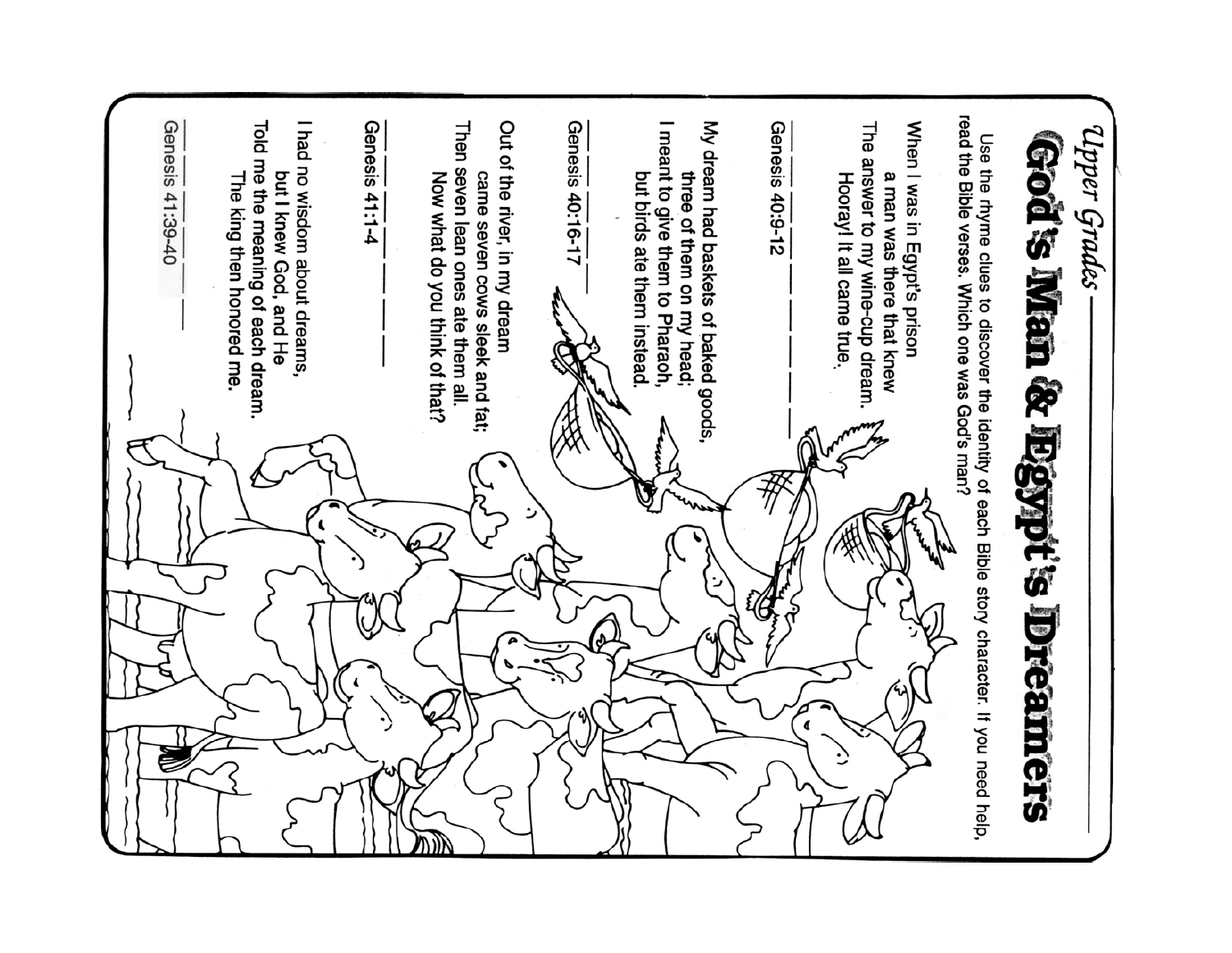*Upper Grades*

# God's Man & Egypt's Dreamers

Use the rhyme clues to discover the identity of each Bible story character. If you need help, read the Bible verses. Which one was God's man?

When I was in Egypt's prison
  a man was there that knew
The answer to my wine-cup dream.
  Hooray! It all came true.

___ ___ ___ ___ ___ ___ ___ ___ ___ ___ ___ ___ ___ ___

Genesis 40:9-12

My dream had baskets of baked goods,
  three of them on my head;
I meant to give them to Pharaoh,
  but birds ate them instead.

___ ___ ___ ___ ___ ___ ___ ___

Genesis 40:16-17

Out of the river, in my dream
  came seven cows sleek and fat;
Then seven lean ones ate them all.
  Now what do you think of that?

___ ___ ___ ___ ___ ___ ___

Genesis 41:1-4

I had no wisdom about dreams,
  but I knew God, and He
Told me the meaning of each dream.
  The king then honored me.

___ ___ ___ ___ ___ ___

Genesis 41:39-40